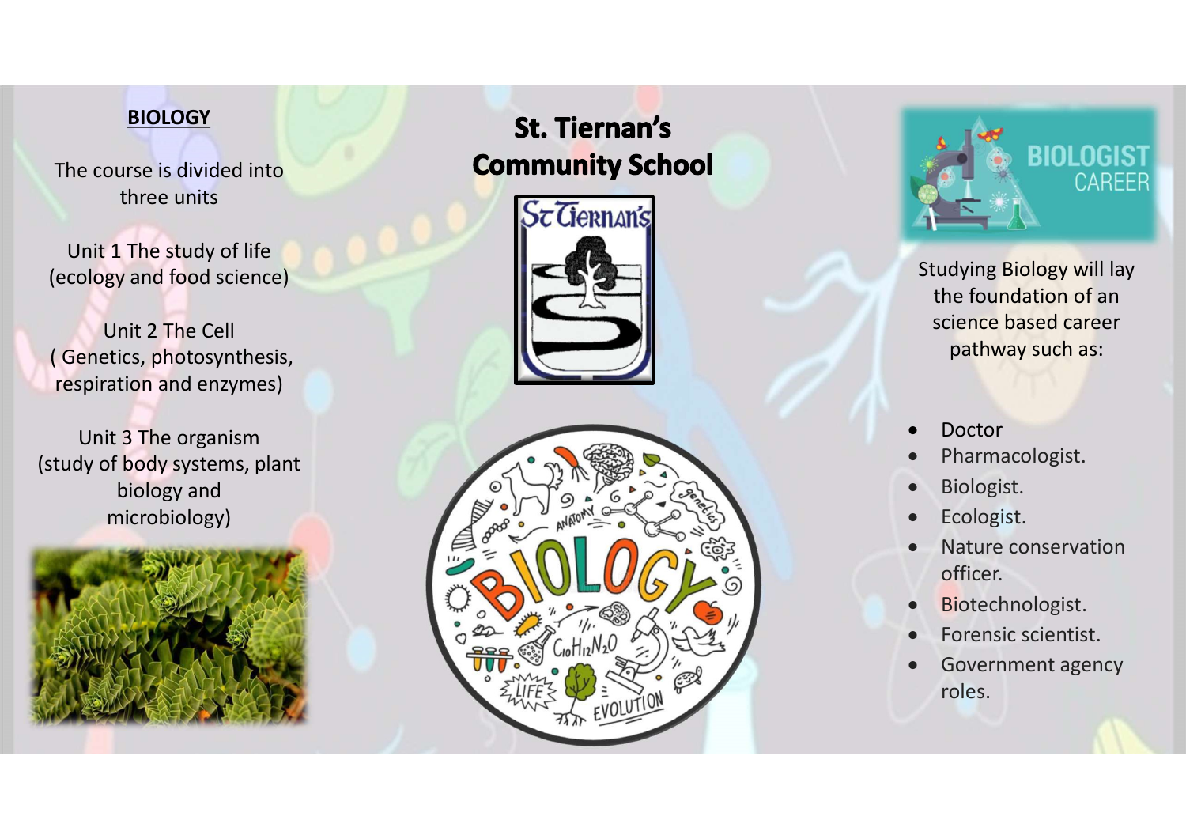# St. Tiernan's Community School

## BIOLOGY

The course is divided into three units

Unit 1 The study of life (ecology and food science)

Unit 2 The Cell ( Genetics, photosynthesis, respiration and enzymes)

Unit 3 The organism (study of body systems, plant biology and microbiology)

Studying Biology will lay the foundation of an science based career pathway such as:

- Doctor
- Pharmacologist.
- Biologist.
- Ecologist.
- Nature conservation officer.
- Biotechnologist.
- Forensic scientist.
- Government agency roles.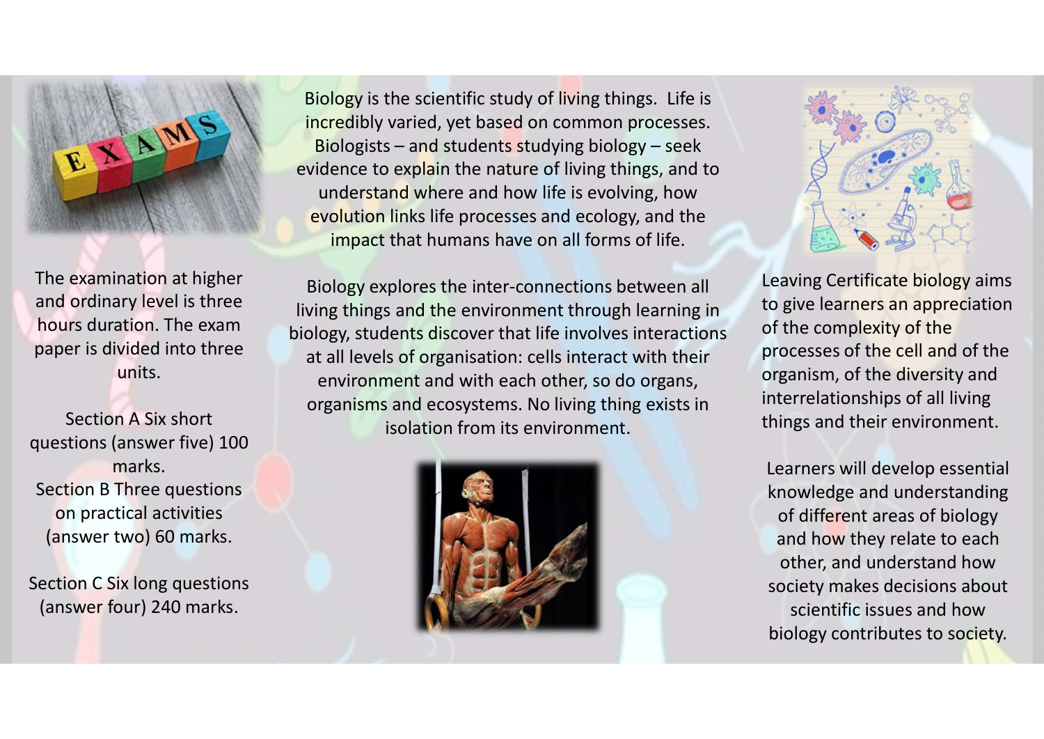The examination at higher and ordinary level is three hours duration. The exam paper is divided into three units.

Section A Six short questions (answer five) 100 marks.
Section B Three questions on practical activities (answer two) 60 marks.

Section C Six long questions (answer four) 240 marks.

Biology is the scientific study of living things. Life is incredibly varied, yet based on common processes. Biologists – and students studying biology – seek evidence to explain the nature of living things, and to understand where and how life is evolving, how evolution links life processes and ecology, and the impact that humans have on all forms of life.

Biology explores the inter-connections between all living things and the environment through learning in biology, students discover that life involves interactions at all levels of organisation: cells interact with their environment and with each other, so do organs, organisms and ecosystems. No living thing exists in isolation from its environment.

Leaving Certificate biology aims to give learners an appreciation of the complexity of the processes of the cell and of the organism, of the diversity and interrelationships of all living things and their environment.

Learners will develop essential knowledge and understanding of different areas of biology and how they relate to each other, and understand how society makes decisions about scientific issues and how biology contributes to society.